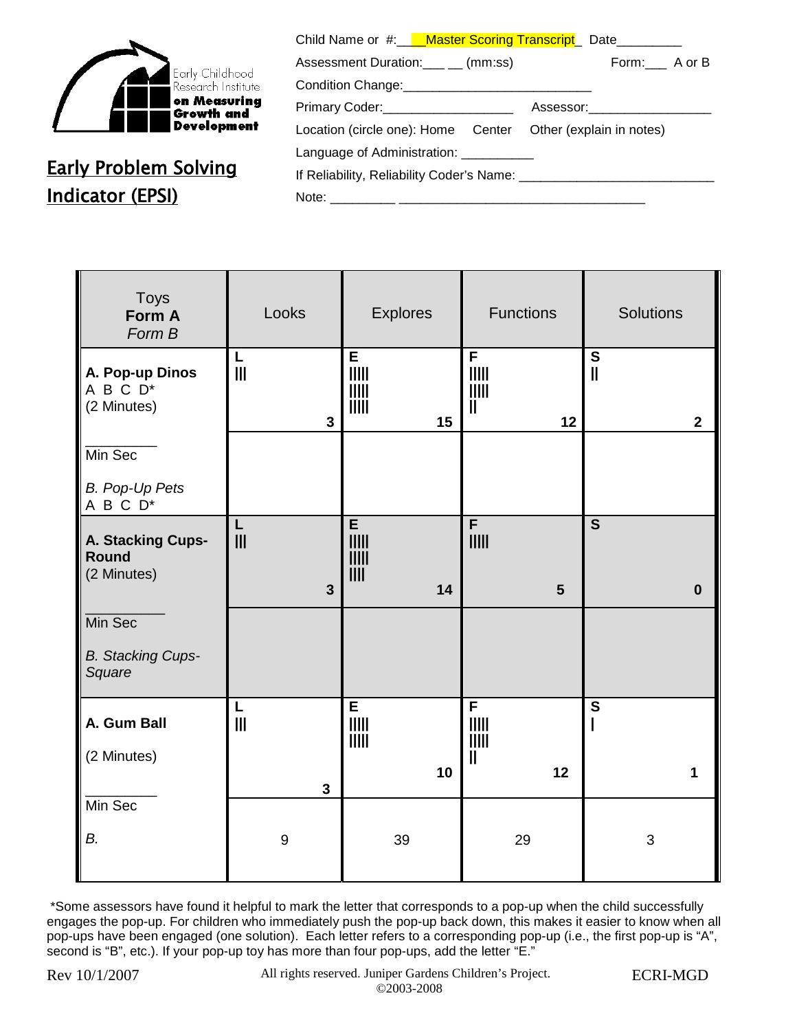Early Childhood Research Institute **on Measuring Growth and Development**

## Early Problem Solving Indicator (EPSI)

Child Name or #: ___Master Scoring Transcript_ Date_________

Assessment Duration:___ __ (mm:ss) Form:___ A or B

Condition Change:___________________________

Primary Coder:___________________ Assessor:_________________

Location (circle one): Home Center Other (explain in notes)

Language of Administration: __________

If Reliability, Reliability Coder's Name: ___________________________

Note: _________ ___________________________________

| Toys **Form A** *Form B* | Looks | Explores | Functions | Solutions |
|---|---|---|---|---|
| **A. Pop-up Dinos** A B C D* (2 Minutes) | L III 3 | E IIIII IIIII IIIII 15 | F IIIII IIIII II 12 | S II 2 |
| _________ Min Sec *B. Pop-Up Pets* A B C D* | | | | |
| **A. Stacking Cups-Round** (2 Minutes) | L III 3 | E IIIII IIIII IIII 14 | F IIIII 5 | S 0 |
| _________ Min Sec *B. Stacking Cups-Square* | | | | |
| **A. Gum Ball** (2 Minutes) | L III 3 | E IIIII IIIII 10 | F IIIII IIIII II 12 | S I 1 |
| _________ Min Sec *B.* | 9 | 39 | 29 | 3 |

*Some assessors have found it helpful to mark the letter that corresponds to a pop-up when the child successfully engages the pop-up. For children who immediately push the pop-up back down, this makes it easier to know when all pop-ups have been engaged (one solution). Each letter refers to a corresponding pop-up (i.e., the first pop-up is "A", second is "B", etc.). If your pop-up toy has more than four pop-ups, add the letter "E."

Rev 10/1/2007 All rights reserved. Juniper Gardens Children's Project. ©2003-2008 ECRI-MGD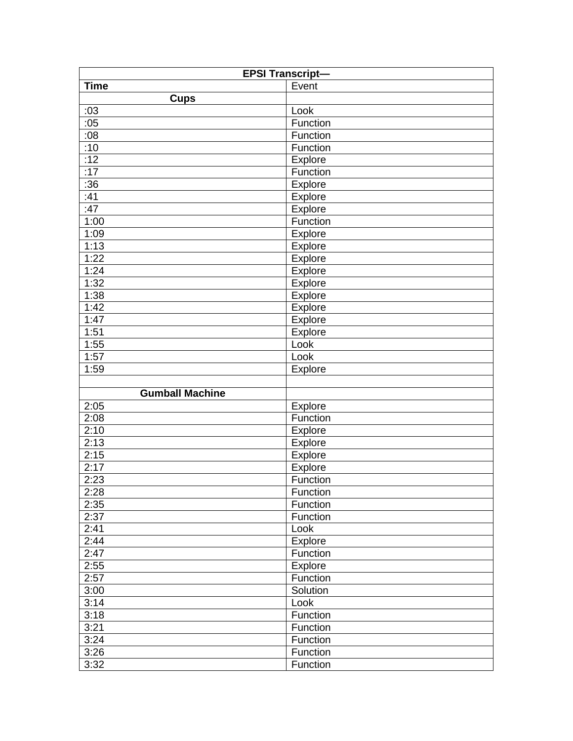| EPSI Transcript— | |
|---|---|
| **Time** | Event |
| **Cups** | |
| :03 | Look |
| :05 | Function |
| :08 | Function |
| :10 | Function |
| :12 | Explore |
| :17 | Function |
| :36 | Explore |
| :41 | Explore |
| :47 | Explore |
| 1:00 | Function |
| 1:09 | Explore |
| 1:13 | Explore |
| 1:22 | Explore |
| 1:24 | Explore |
| 1:32 | Explore |
| 1:38 | Explore |
| 1:42 | Explore |
| 1:47 | Explore |
| 1:51 | Explore |
| 1:55 | Look |
| 1:57 | Look |
| 1:59 | Explore |
| | |
| **Gumball Machine** | |
| 2:05 | Explore |
| 2:08 | Function |
| 2:10 | Explore |
| 2:13 | Explore |
| 2:15 | Explore |
| 2:17 | Explore |
| 2:23 | Function |
| 2:28 | Function |
| 2:35 | Function |
| 2:37 | Function |
| 2:41 | Look |
| 2:44 | Explore |
| 2:47 | Function |
| 2:55 | Explore |
| 2:57 | Function |
| 3:00 | Solution |
| 3:14 | Look |
| 3:18 | Function |
| 3:21 | Function |
| 3:24 | Function |
| 3:26 | Function |
| 3:32 | Function |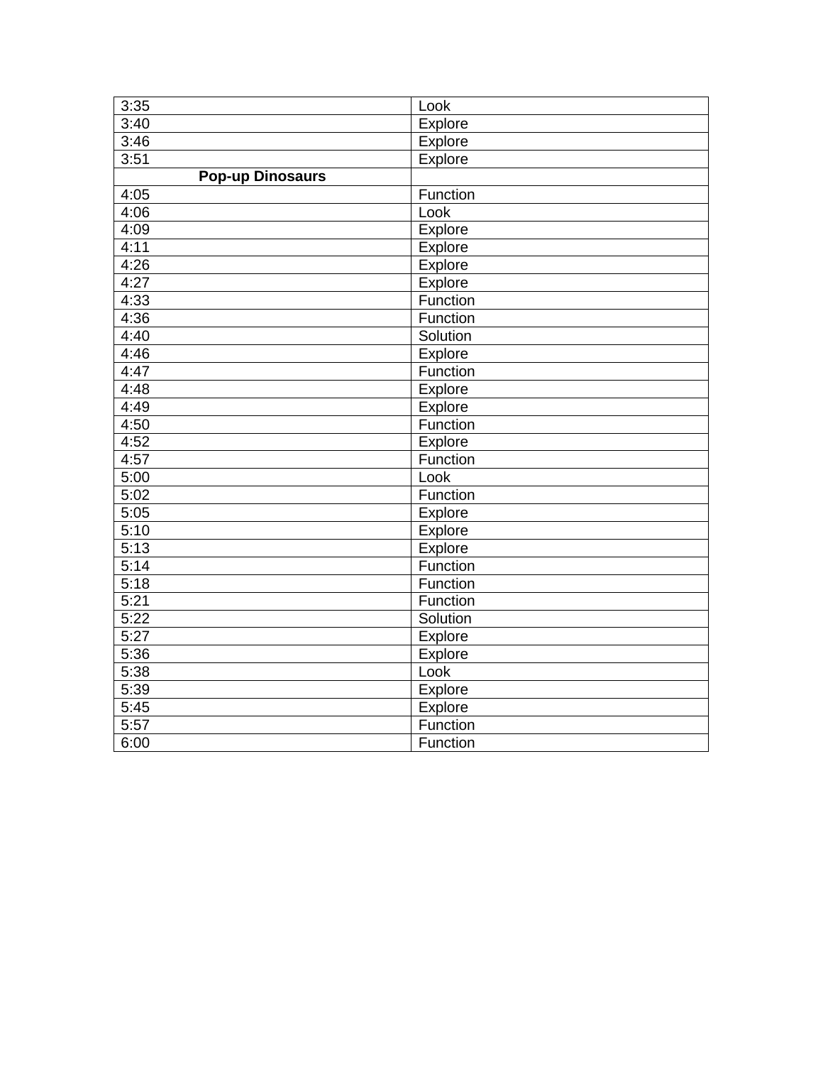| | |
|---|---|
| 3:35 | Look |
| 3:40 | Explore |
| 3:46 | Explore |
| 3:51 | Explore |
| **Pop-up Dinosaurs** | |
| 4:05 | Function |
| 4:06 | Look |
| 4:09 | Explore |
| 4:11 | Explore |
| 4:26 | Explore |
| 4:27 | Explore |
| 4:33 | Function |
| 4:36 | Function |
| 4:40 | Solution |
| 4:46 | Explore |
| 4:47 | Function |
| 4:48 | Explore |
| 4:49 | Explore |
| 4:50 | Function |
| 4:52 | Explore |
| 4:57 | Function |
| 5:00 | Look |
| 5:02 | Function |
| 5:05 | Explore |
| 5:10 | Explore |
| 5:13 | Explore |
| 5:14 | Function |
| 5:18 | Function |
| 5:21 | Function |
| 5:22 | Solution |
| 5:27 | Explore |
| 5:36 | Explore |
| 5:38 | Look |
| 5:39 | Explore |
| 5:45 | Explore |
| 5:57 | Function |
| 6:00 | Function |